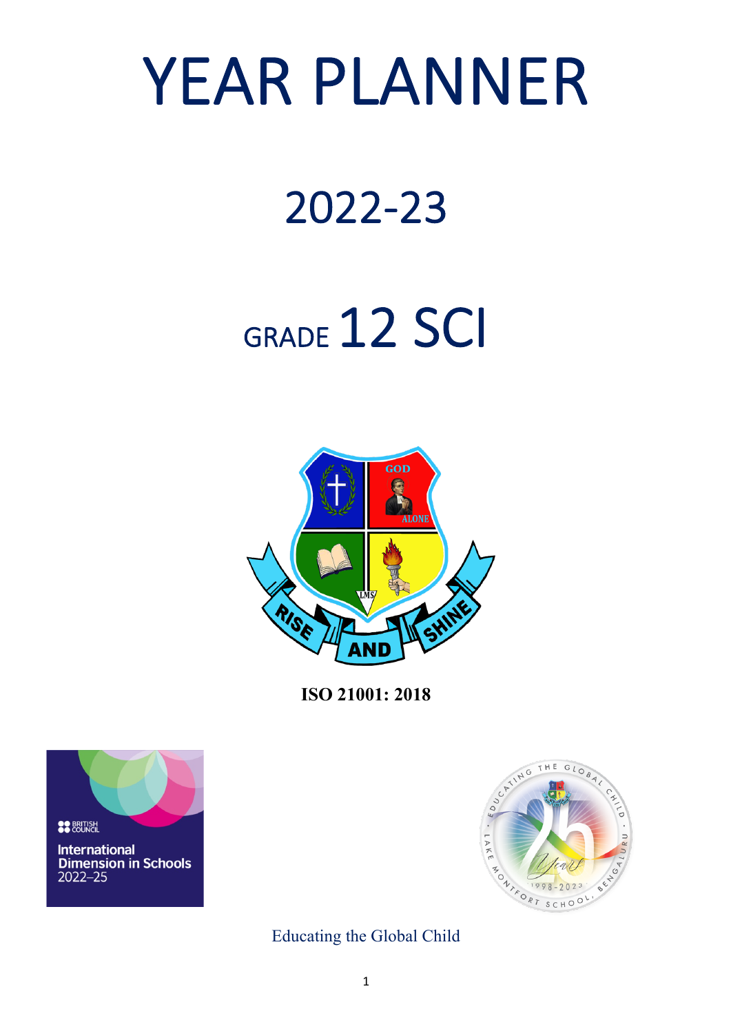# YEAR PLANNER

# 2022-23

# GRADE 12 SCI

**ISO 21001: 2018**

Educating the Global Child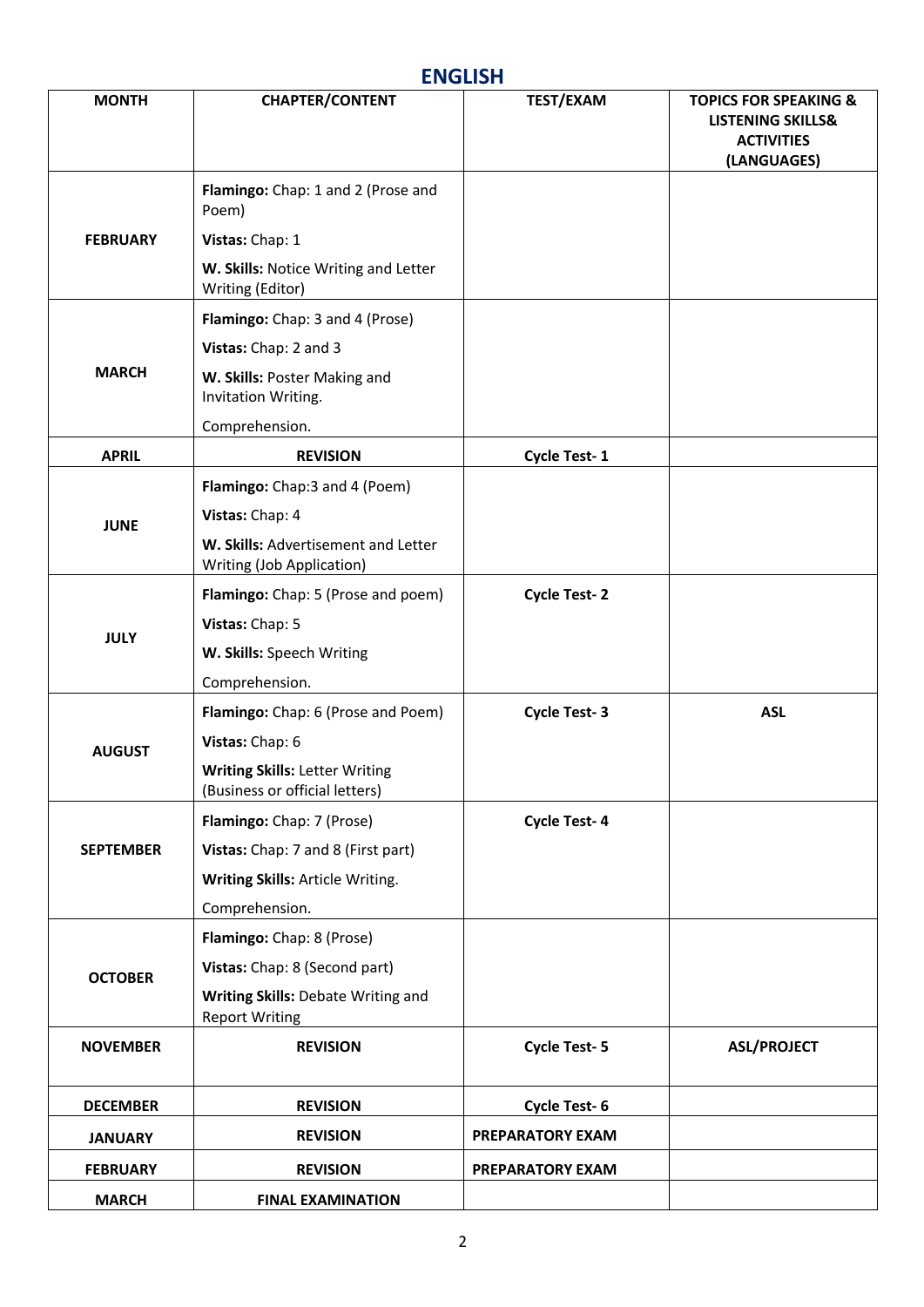## ENGLISH

| MONTH | CHAPTER/CONTENT | TEST/EXAM | TOPICS FOR SPEAKING & LISTENING SKILLS& ACTIVITIES (LANGUAGES) |
|---|---|---|---|
| FEBRUARY | **Flamingo:** Chap: 1 and 2 (Prose and Poem)<br>**Vistas:** Chap: 1<br>**W. Skills:** Notice Writing and Letter Writing (Editor) | | |
| MARCH | **Flamingo:** Chap: 3 and 4 (Prose)<br>**Vistas:** Chap: 2 and 3<br>**W. Skills:** Poster Making and Invitation Writing.<br>Comprehension. | | |
| APRIL | **REVISION** | **Cycle Test- 1** | |
| JUNE | **Flamingo:** Chap:3 and 4 (Poem)<br>**Vistas:** Chap: 4<br>**W. Skills:** Advertisement and Letter Writing (Job Application) | | |
| JULY | **Flamingo:** Chap: 5 (Prose and poem)<br>**Vistas:** Chap: 5<br>**W. Skills:** Speech Writing<br>Comprehension. | **Cycle Test- 2** | |
| AUGUST | **Flamingo:** Chap: 6 (Prose and Poem)<br>**Vistas:** Chap: 6<br>**Writing Skills:** Letter Writing (Business or official letters) | **Cycle Test- 3** | **ASL** |
| SEPTEMBER | **Flamingo:** Chap: 7 (Prose)<br>**Vistas:** Chap: 7 and 8 (First part)<br>**Writing Skills:** Article Writing.<br>Comprehension. | **Cycle Test- 4** | |
| OCTOBER | **Flamingo:** Chap: 8 (Prose)<br>**Vistas:** Chap: 8 (Second part)<br>**Writing Skills:** Debate Writing and Report Writing | | |
| NOVEMBER | **REVISION** | **Cycle Test- 5** | **ASL/PROJECT** |
| DECEMBER | **REVISION** | **Cycle Test- 6** | |
| JANUARY | **REVISION** | **PREPARATORY EXAM** | |
| FEBRUARY | **REVISION** | **PREPARATORY EXAM** | |
| MARCH | **FINAL EXAMINATION** | | |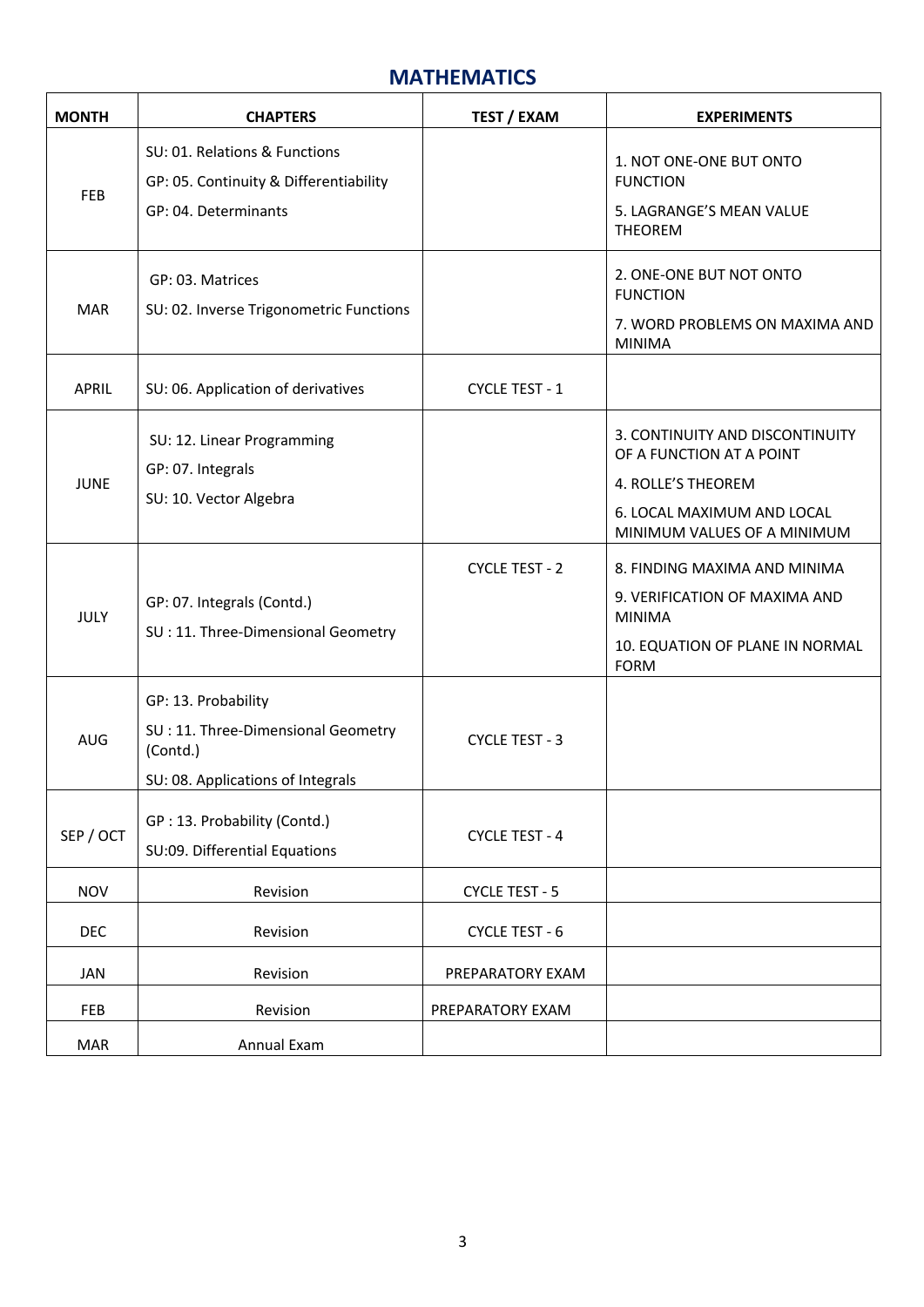## MATHEMATICS

| MONTH | CHAPTERS | TEST / EXAM | EXPERIMENTS |
|---|---|---|---|
| FEB | SU: 01. Relations & Functions<br>GP: 05. Continuity & Differentiability<br>GP: 04. Determinants | | 1. NOT ONE-ONE BUT ONTO FUNCTION<br>5. LAGRANGE'S MEAN VALUE THEOREM |
| MAR | GP: 03. Matrices<br>SU: 02. Inverse Trigonometric Functions | | 2. ONE-ONE BUT NOT ONTO FUNCTION<br>7. WORD PROBLEMS ON MAXIMA AND MINIMA |
| APRIL | SU: 06. Application of derivatives | CYCLE TEST - 1 | |
| JUNE | SU: 12. Linear Programming<br>GP: 07. Integrals<br>SU: 10. Vector Algebra | | 3. CONTINUITY AND DISCONTINUITY OF A FUNCTION AT A POINT<br>4. ROLLE'S THEOREM<br>6. LOCAL MAXIMUM AND LOCAL MINIMUM VALUES OF A MINIMUM |
| JULY | GP: 07. Integrals (Contd.)<br>SU : 11. Three-Dimensional Geometry | CYCLE TEST - 2 | 8. FINDING MAXIMA AND MINIMA<br>9. VERIFICATION OF MAXIMA AND MINIMA<br>10. EQUATION OF PLANE IN NORMAL FORM |
| AUG | GP: 13. Probability<br>SU : 11. Three-Dimensional Geometry (Contd.)<br>SU: 08. Applications of Integrals | CYCLE TEST - 3 | |
| SEP / OCT | GP : 13. Probability (Contd.)<br>SU:09. Differential Equations | CYCLE TEST - 4 | |
| NOV | Revision | CYCLE TEST - 5 | |
| DEC | Revision | CYCLE TEST - 6 | |
| JAN | Revision | PREPARATORY EXAM | |
| FEB | Revision | PREPARATORY EXAM | |
| MAR | Annual Exam | | |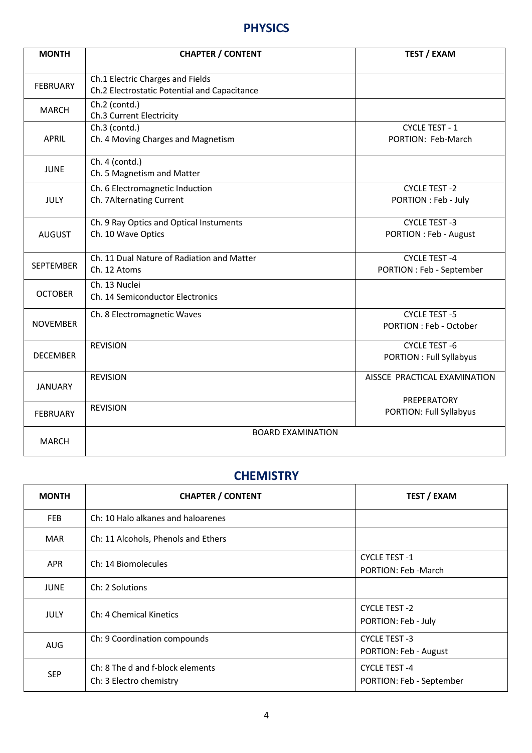## PHYSICS

| MONTH | CHAPTER / CONTENT | TEST / EXAM |
|---|---|---|
| FEBRUARY | Ch.1 Electric Charges and Fields<br>Ch.2 Electrostatic Potential and Capacitance | |
| MARCH | Ch.2 (contd.)<br>Ch.3 Current Electricity | |
| APRIL | Ch.3 (contd.)<br>Ch. 4 Moving Charges and Magnetism | CYCLE TEST - 1<br>PORTION: Feb-March |
| JUNE | Ch. 4 (contd.)<br>Ch. 5 Magnetism and Matter | |
| JULY | Ch. 6 Electromagnetic Induction<br>Ch. 7Alternating Current | CYCLE TEST -2<br>PORTION : Feb - July |
| AUGUST | Ch. 9 Ray Optics and Optical Instuments<br>Ch. 10 Wave Optics | CYCLE TEST -3<br>PORTION : Feb - August |
| SEPTEMBER | Ch. 11 Dual Nature of Radiation and Matter<br>Ch. 12 Atoms | CYCLE TEST -4<br>PORTION : Feb - September |
| OCTOBER | Ch. 13 Nuclei<br>Ch. 14 Semiconductor Electronics | |
| NOVEMBER | Ch. 8 Electromagnetic Waves | CYCLE TEST -5<br>PORTION : Feb - October |
| DECEMBER | REVISION | CYCLE TEST -6<br>PORTION : Full Syllabyus |
| JANUARY | REVISION | AISSCE PRACTICAL EXAMINATION<br>PREPERATORY<br>PORTION: Full Syllabyus |
| FEBRUARY | REVISION | |
| MARCH | BOARD EXAMINATION | |

## CHEMISTRY

| MONTH | CHAPTER / CONTENT | TEST / EXAM |
|---|---|---|
| FEB | Ch: 10 Halo alkanes and haloarenes | |
| MAR | Ch: 11 Alcohols, Phenols and Ethers | |
| APR | Ch: 14 Biomolecules | CYCLE TEST -1<br>PORTION: Feb -March |
| JUNE | Ch: 2 Solutions | |
| JULY | Ch: 4 Chemical Kinetics | CYCLE TEST -2<br>PORTION: Feb - July |
| AUG | Ch: 9 Coordination compounds | CYCLE TEST -3<br>PORTION: Feb - August |
| SEP | Ch: 8 The d and f-block elements<br>Ch: 3 Electro chemistry | CYCLE TEST -4<br>PORTION: Feb - September |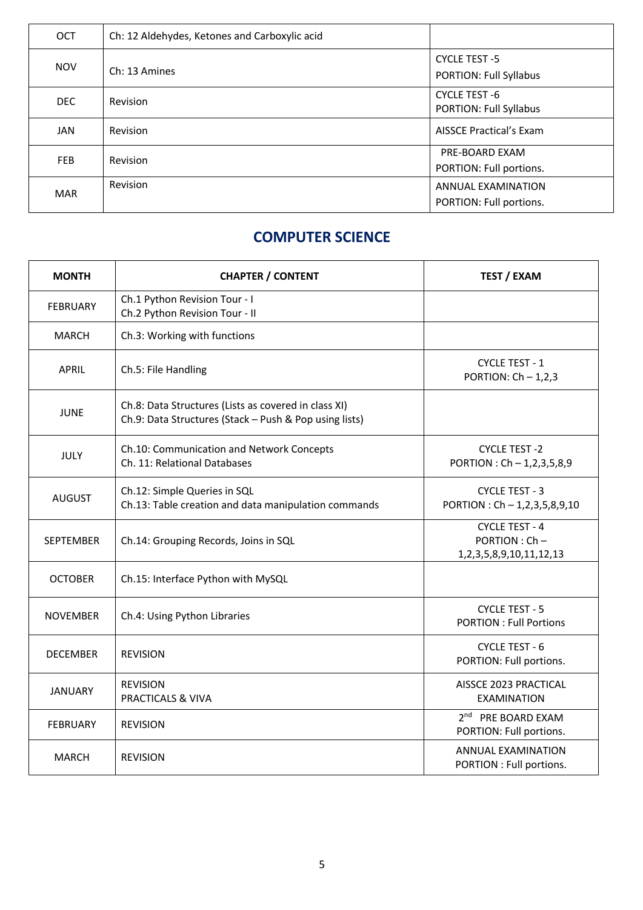| | | |
|---|---|---|
| OCT | Ch: 12 Aldehydes, Ketones and Carboxylic acid | |
| NOV | Ch: 13 Amines | CYCLE TEST -5<br>PORTION: Full Syllabus |
| DEC | Revision | CYCLE TEST -6<br>PORTION: Full Syllabus |
| JAN | Revision | AISSCE Practical's Exam |
| FEB | Revision | PRE-BOARD EXAM<br>PORTION: Full portions. |
| MAR | Revision | ANNUAL EXAMINATION<br>PORTION: Full portions. |

## COMPUTER SCIENCE

| MONTH | CHAPTER / CONTENT | TEST / EXAM |
|---|---|---|
| FEBRUARY | Ch.1 Python Revision Tour - I<br>Ch.2 Python Revision Tour - II | |
| MARCH | Ch.3: Working with functions | |
| APRIL | Ch.5: File Handling | CYCLE TEST - 1<br>PORTION: Ch – 1,2,3 |
| JUNE | Ch.8: Data Structures (Lists as covered in class XI)<br>Ch.9: Data Structures (Stack – Push & Pop using lists) | |
| JULY | Ch.10: Communication and Network Concepts<br>Ch. 11: Relational Databases | CYCLE TEST -2<br>PORTION : Ch – 1,2,3,5,8,9 |
| AUGUST | Ch.12: Simple Queries in SQL<br>Ch.13: Table creation and data manipulation commands | CYCLE TEST - 3<br>PORTION : Ch – 1,2,3,5,8,9,10 |
| SEPTEMBER | Ch.14: Grouping Records, Joins in SQL | CYCLE TEST - 4<br>PORTION : Ch – 1,2,3,5,8,9,10,11,12,13 |
| OCTOBER | Ch.15: Interface Python with MySQL | |
| NOVEMBER | Ch.4: Using Python Libraries | CYCLE TEST - 5<br>PORTION : Full Portions |
| DECEMBER | REVISION | CYCLE TEST - 6<br>PORTION: Full portions. |
| JANUARY | REVISION<br>PRACTICALS & VIVA | AISSCE 2023 PRACTICAL EXAMINATION |
| FEBRUARY | REVISION | 2nd PRE BOARD EXAM<br>PORTION: Full portions. |
| MARCH | REVISION | ANNUAL EXAMINATION<br>PORTION : Full portions. |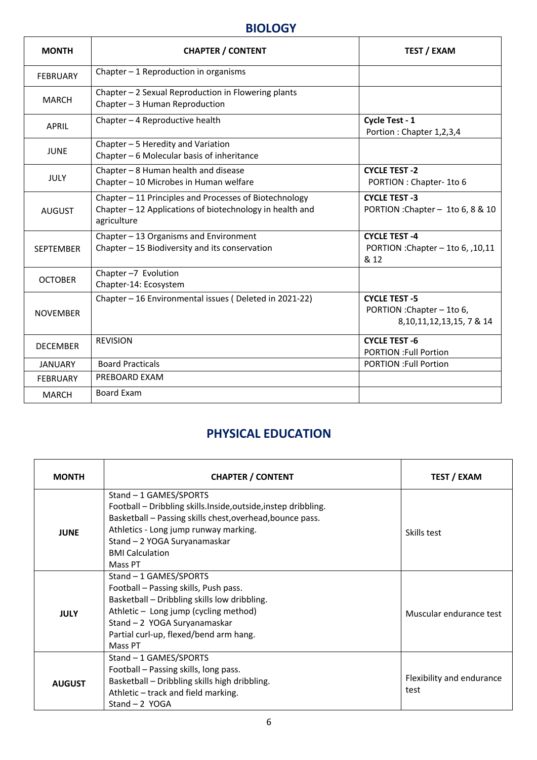## BIOLOGY

| MONTH | CHAPTER / CONTENT | TEST / EXAM |
|---|---|---|
| FEBRUARY | Chapter – 1 Reproduction in organisms | |
| MARCH | Chapter – 2 Sexual Reproduction in Flowering plants<br>Chapter – 3 Human Reproduction | |
| APRIL | Chapter – 4 Reproductive health | **Cycle Test - 1**<br>Portion : Chapter 1,2,3,4 |
| JUNE | Chapter – 5 Heredity and Variation<br>Chapter – 6 Molecular basis of inheritance | |
| JULY | Chapter – 8 Human health and disease<br>Chapter – 10 Microbes in Human welfare | **CYCLE TEST -2**<br>PORTION : Chapter- 1to 6 |
| AUGUST | Chapter – 11 Principles and Processes of Biotechnology<br>Chapter – 12 Applications of biotechnology in health and agriculture | **CYCLE TEST -3**<br>PORTION :Chapter – 1to 6, 8 & 10 |
| SEPTEMBER | Chapter – 13 Organisms and Environment<br>Chapter – 15 Biodiversity and its conservation | **CYCLE TEST -4**<br>PORTION :Chapter – 1to 6, ,10,11 & 12 |
| OCTOBER | Chapter –7 Evolution<br>Chapter-14: Ecosystem | |
| NOVEMBER | Chapter – 16 Environmental issues ( Deleted in 2021-22) | **CYCLE TEST -5**<br>PORTION :Chapter – 1to 6, 8,10,11,12,13,15, 7 & 14 |
| DECEMBER | REVISION | **CYCLE TEST -6**<br>PORTION :Full Portion |
| JANUARY | Board Practicals | PORTION :Full Portion |
| FEBRUARY | PREBOARD EXAM | |
| MARCH | Board Exam | |

## PHYSICAL EDUCATION

| MONTH | CHAPTER / CONTENT | TEST / EXAM |
|---|---|---|
| **JUNE** | Stand – 1 GAMES/SPORTS<br>Football – Dribbling skills.Inside,outside,instep dribbling.<br>Basketball – Passing skills chest,overhead,bounce pass.<br>Athletics - Long jump runway marking.<br>Stand – 2 YOGA Suryanamaskar<br>BMI Calculation<br>Mass PT | Skills test |
| **JULY** | Stand – 1 GAMES/SPORTS<br>Football – Passing skills, Push pass.<br>Basketball – Dribbling skills low dribbling.<br>Athletic – Long jump (cycling method)<br>Stand – 2 YOGA Suryanamaskar<br>Partial curl-up, flexed/bend arm hang.<br>Mass PT | Muscular endurance test |
| **AUGUST** | Stand – 1 GAMES/SPORTS<br>Football – Passing skills, long pass.<br>Basketball – Dribbling skills high dribbling.<br>Athletic – track and field marking.<br>Stand – 2 YOGA | Flexibility and endurance test |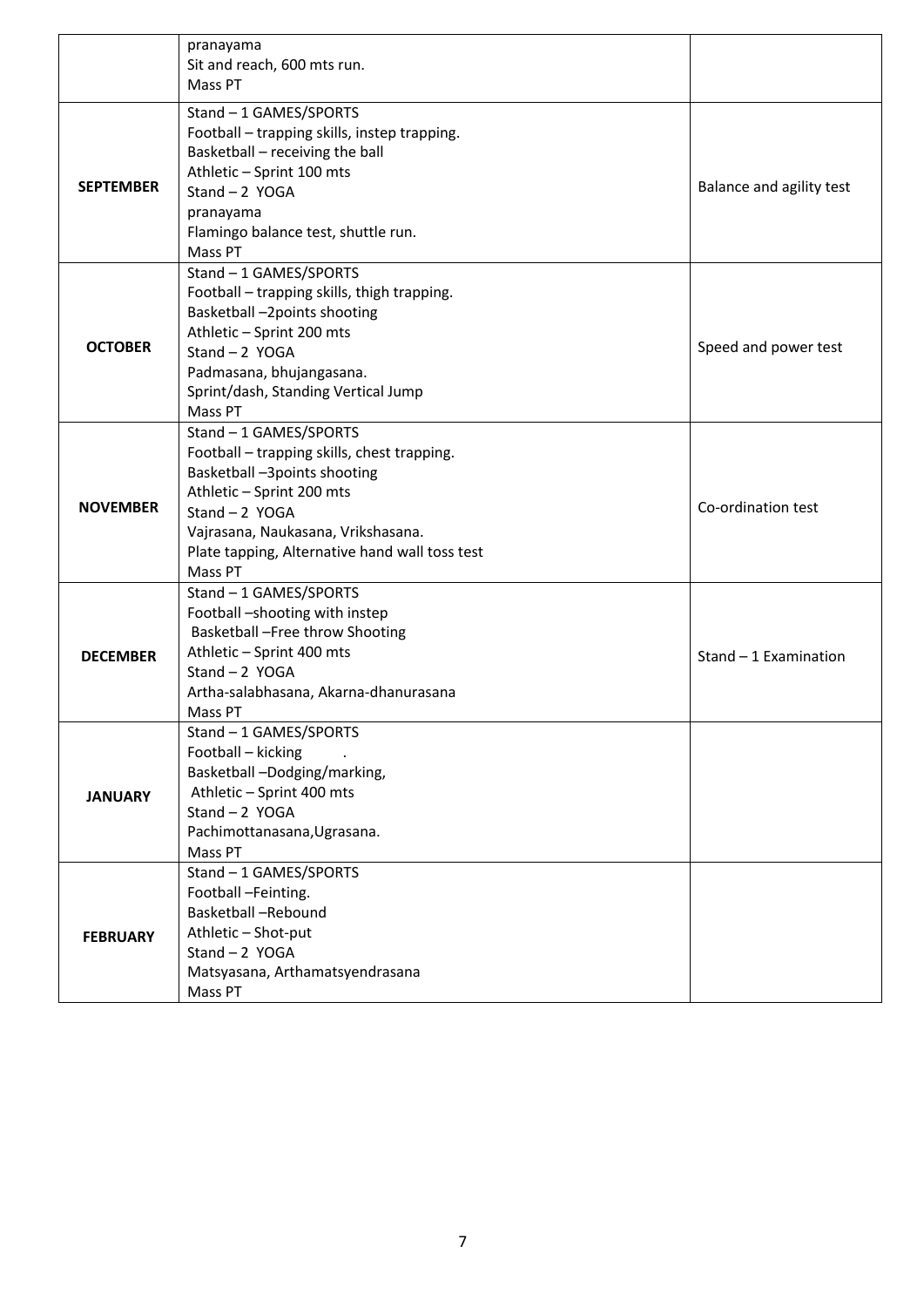| | | |
|---|---|---|
| | pranayama<br>Sit and reach, 600 mts run.<br>Mass PT | |
| **SEPTEMBER** | Stand – 1 GAMES/SPORTS<br>Football – trapping skills, instep trapping.<br>Basketball – receiving the ball<br>Athletic – Sprint 100 mts<br>Stand – 2 YOGA<br>pranayama<br>Flamingo balance test, shuttle run.<br>Mass PT | Balance and agility test |
| **OCTOBER** | Stand – 1 GAMES/SPORTS<br>Football – trapping skills, thigh trapping.<br>Basketball –2points shooting<br>Athletic – Sprint 200 mts<br>Stand – 2 YOGA<br>Padmasana, bhujangasana.<br>Sprint/dash, Standing Vertical Jump<br>Mass PT | Speed and power test |
| **NOVEMBER** | Stand – 1 GAMES/SPORTS<br>Football – trapping skills, chest trapping.<br>Basketball –3points shooting<br>Athletic – Sprint 200 mts<br>Stand – 2 YOGA<br>Vajrasana, Naukasana, Vrikshasana.<br>Plate tapping, Alternative hand wall toss test<br>Mass PT | Co-ordination test |
| **DECEMBER** | Stand – 1 GAMES/SPORTS<br>Football –shooting with instep<br>Basketball –Free throw Shooting<br>Athletic – Sprint 400 mts<br>Stand – 2 YOGA<br>Artha-salabhasana, Akarna-dhanurasana<br>Mass PT | Stand – 1 Examination |
| **JANUARY** | Stand – 1 GAMES/SPORTS<br>Football – kicking .<br>Basketball –Dodging/marking,<br>Athletic – Sprint 400 mts<br>Stand – 2 YOGA<br>Pachimottanasana,Ugrasana.<br>Mass PT | |
| **FEBRUARY** | Stand – 1 GAMES/SPORTS<br>Football –Feinting.<br>Basketball –Rebound<br>Athletic – Shot-put<br>Stand – 2 YOGA<br>Matsyasana, Arthamatsyendrasana<br>Mass PT | |